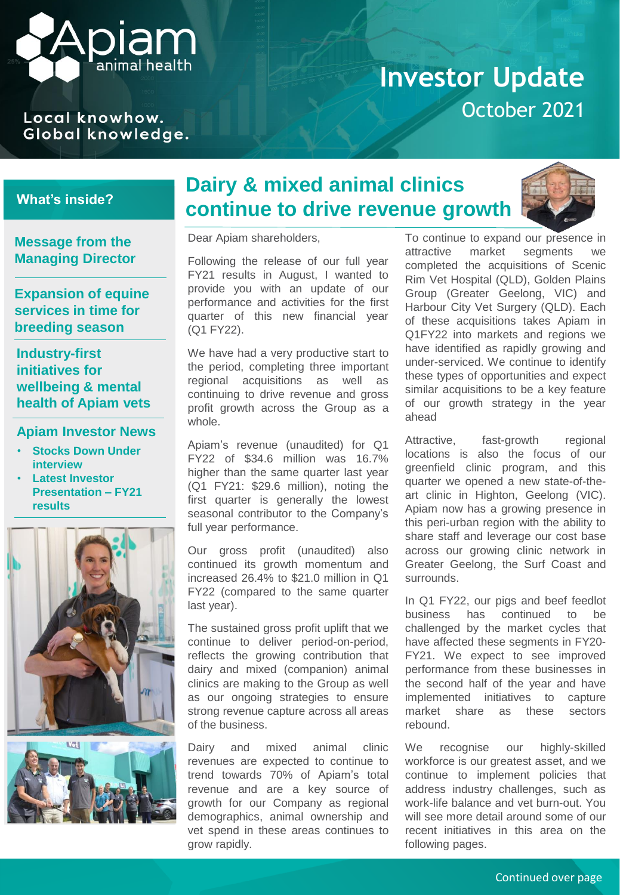# Apiam animal health

Local knowhow.
Global knowledge.

# Investor Update

October 2021

## What's inside?

**Message from the Managing Director**

**Expansion of equine services in time for breeding season**

**Industry-first initiatives for wellbeing & mental health of Apiam vets**

**Apiam Investor News**

- Stocks Down Under interview
- Latest Investor Presentation – FY21 results

## Dairy & mixed animal clinics continue to drive revenue growth

Dear Apiam shareholders,

Following the release of our full year FY21 results in August, I wanted to provide you with an update of our performance and activities for the first quarter of this new financial year (Q1 FY22).

We have had a very productive start to the period, completing three important regional acquisitions as well as continuing to drive revenue and gross profit growth across the Group as a whole.

Apiam's revenue (unaudited) for Q1 FY22 of $34.6 million was 16.7% higher than the same quarter last year (Q1 FY21: $29.6 million), noting the first quarter is generally the lowest seasonal contributor to the Company's full year performance.

Our gross profit (unaudited) also continued its growth momentum and increased 26.4% to $21.0 million in Q1 FY22 (compared to the same quarter last year).

The sustained gross profit uplift that we continue to deliver period-on-period, reflects the growing contribution that dairy and mixed (companion) animal clinics are making to the Group as well as our ongoing strategies to ensure strong revenue capture across all areas of the business.

Dairy and mixed animal clinic revenues are expected to continue to trend towards 70% of Apiam's total revenue and are a key source of growth for our Company as regional demographics, animal ownership and vet spend in these areas continues to grow rapidly.

To continue to expand our presence in attractive market segments we completed the acquisitions of Scenic Rim Vet Hospital (QLD), Golden Plains Group (Greater Geelong, VIC) and Harbour City Vet Surgery (QLD). Each of these acquisitions takes Apiam in Q1FY22 into markets and regions we have identified as rapidly growing and under-serviced. We continue to identify these types of opportunities and expect similar acquisitions to be a key feature of our growth strategy in the year ahead

Attractive, fast-growth regional locations is also the focus of our greenfield clinic program, and this quarter we opened a new state-of-the-art clinic in Highton, Geelong (VIC). Apiam now has a growing presence in this peri-urban region with the ability to share staff and leverage our cost base across our growing clinic network in Greater Geelong, the Surf Coast and surrounds.

In Q1 FY22, our pigs and beef feedlot business has continued to be challenged by the market cycles that have affected these segments in FY20-FY21. We expect to see improved performance from these businesses in the second half of the year and have implemented initiatives to capture market share as these sectors rebound.

We recognise our highly-skilled workforce is our greatest asset, and we continue to implement policies that address industry challenges, such as work-life balance and vet burn-out. You will see more detail around some of our recent initiatives in this area on the following pages.

Continued over page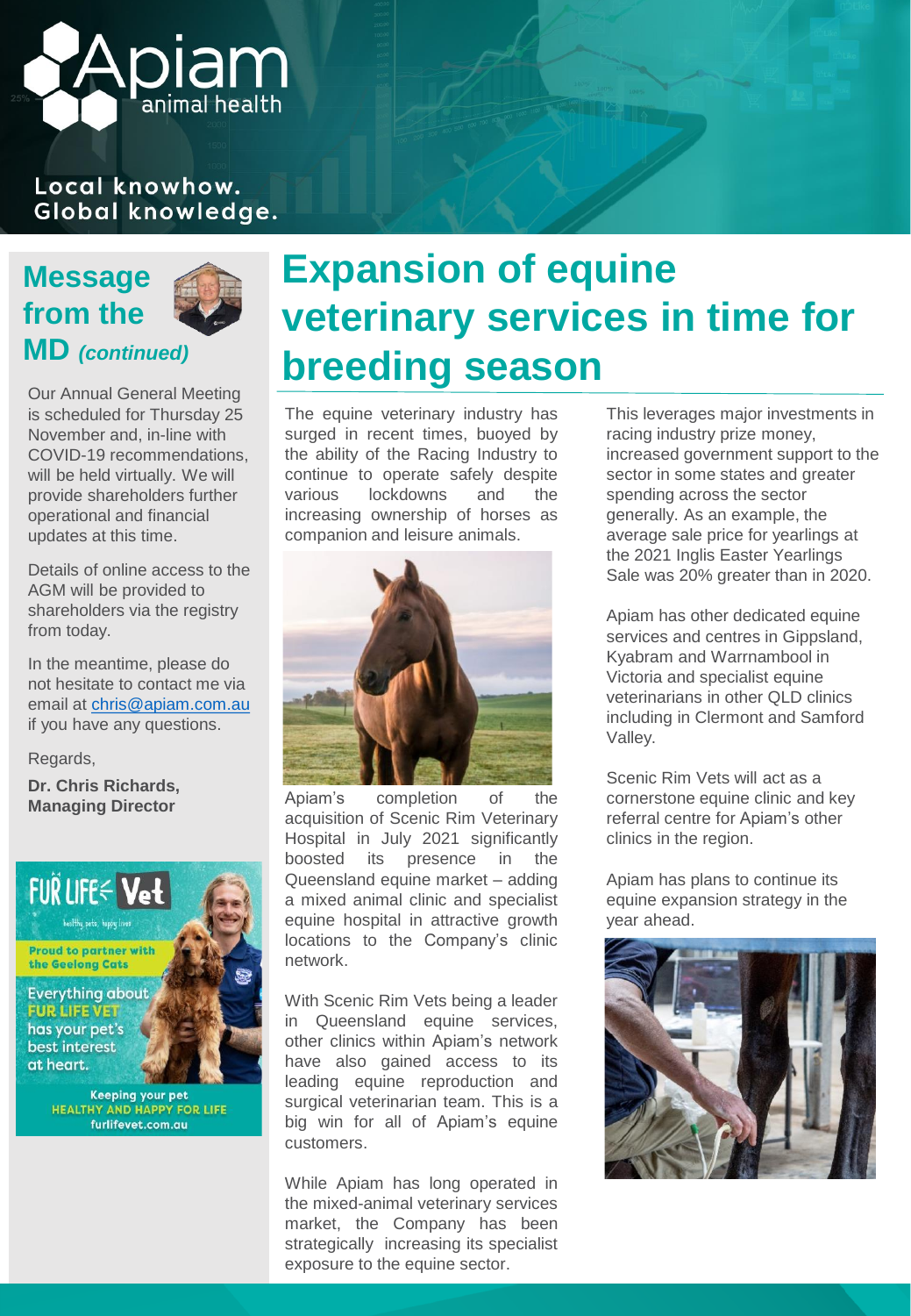Local knowhow.
Global knowledge.

## Message from the MD *(continued)*

Our Annual General Meeting is scheduled for Thursday 25 November and, in-line with COVID-19 recommendations, will be held virtually. We will provide shareholders further operational and financial updates at this time.

Details of online access to the AGM will be provided to shareholders via the registry from today.

In the meantime, please do not hesitate to contact me via email at chris@apiam.com.au if you have any questions.

Regards,

**Dr. Chris Richards, Managing Director**

FUR LIFE Vet

healthy pets, happy lives

Proud to partner with the Geelong Cats

Everything about FUR LIFE VET has your pet's best interest at heart.

Keeping your pet HEALTHY AND HAPPY FOR LIFE

furlifevet.com.au

# Expansion of equine veterinary services in time for breeding season

The equine veterinary industry has surged in recent times, buoyed by the ability of the Racing Industry to continue to operate safely despite various lockdowns and the increasing ownership of horses as companion and leisure animals.

Apiam's completion of the acquisition of Scenic Rim Veterinary Hospital in July 2021 significantly boosted its presence in the Queensland equine market – adding a mixed animal clinic and specialist equine hospital in attractive growth locations to the Company's clinic network.

With Scenic Rim Vets being a leader in Queensland equine services, other clinics within Apiam's network have also gained access to its leading equine reproduction and surgical veterinarian team. This is a big win for all of Apiam's equine customers.

While Apiam has long operated in the mixed-animal veterinary services market, the Company has been strategically increasing its specialist exposure to the equine sector.

This leverages major investments in racing industry prize money, increased government support to the sector in some states and greater spending across the sector generally. As an example, the average sale price for yearlings at the 2021 Inglis Easter Yearlings Sale was 20% greater than in 2020.

Apiam has other dedicated equine services and centres in Gippsland, Kyabram and Warrnambool in Victoria and specialist equine veterinarians in other QLD clinics including in Clermont and Samford Valley.

Scenic Rim Vets will act as a cornerstone equine clinic and key referral centre for Apiam's other clinics in the region.

Apiam has plans to continue its equine expansion strategy in the year ahead.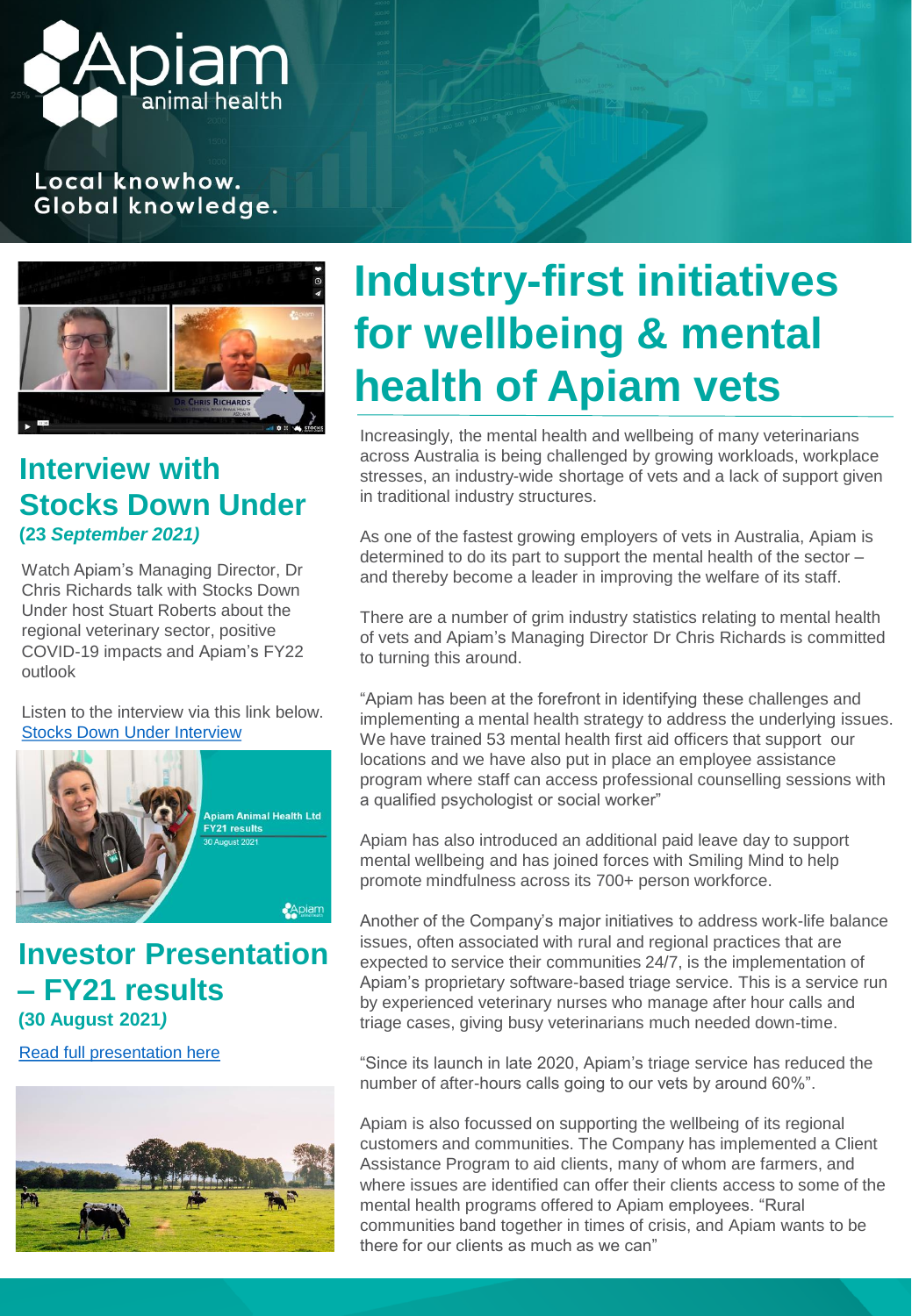Apiam animal health

Local knowhow.
Global knowledge.

# Industry-first initiatives for wellbeing & mental health of Apiam vets

Increasingly, the mental health and wellbeing of many veterinarians across Australia is being challenged by growing workloads, workplace stresses, an industry-wide shortage of vets and a lack of support given in traditional industry structures.

As one of the fastest growing employers of vets in Australia, Apiam is determined to do its part to support the mental health of the sector – and thereby become a leader in improving the welfare of its staff.

There are a number of grim industry statistics relating to mental health of vets and Apiam's Managing Director Dr Chris Richards is committed to turning this around.

"Apiam has been at the forefront in identifying these challenges and implementing a mental health strategy to address the underlying issues. We have trained 53 mental health first aid officers that support our locations and we have also put in place an employee assistance program where staff can access professional counselling sessions with a qualified psychologist or social worker"

Apiam has also introduced an additional paid leave day to support mental wellbeing and has joined forces with Smiling Mind to help promote mindfulness across its 700+ person workforce.

Another of the Company's major initiatives to address work-life balance issues, often associated with rural and regional practices that are expected to service their communities 24/7, is the implementation of Apiam's proprietary software-based triage service. This is a service run by experienced veterinary nurses who manage after hour calls and triage cases, giving busy veterinarians much needed down-time.

"Since its launch in late 2020, Apiam's triage service has reduced the number of after-hours calls going to our vets by around 60%".

Apiam is also focussed on supporting the wellbeing of its regional customers and communities. The Company has implemented a Client Assistance Program to aid clients, many of whom are farmers, and where issues are identified can offer their clients access to some of the mental health programs offered to Apiam employees. "Rural communities band together in times of crisis, and Apiam wants to be there for our clients as much as we can"

## Interview with Stocks Down Under

**(23 *September 2021)***

Watch Apiam's Managing Director, Dr Chris Richards talk with Stocks Down Under host Stuart Roberts about the regional veterinary sector, positive COVID-19 impacts and Apiam's FY22 outlook

Listen to the interview via this link below.
Stocks Down Under Interview

## Investor Presentation – FY21 results

**(30 August 2021*)***

Read full presentation here